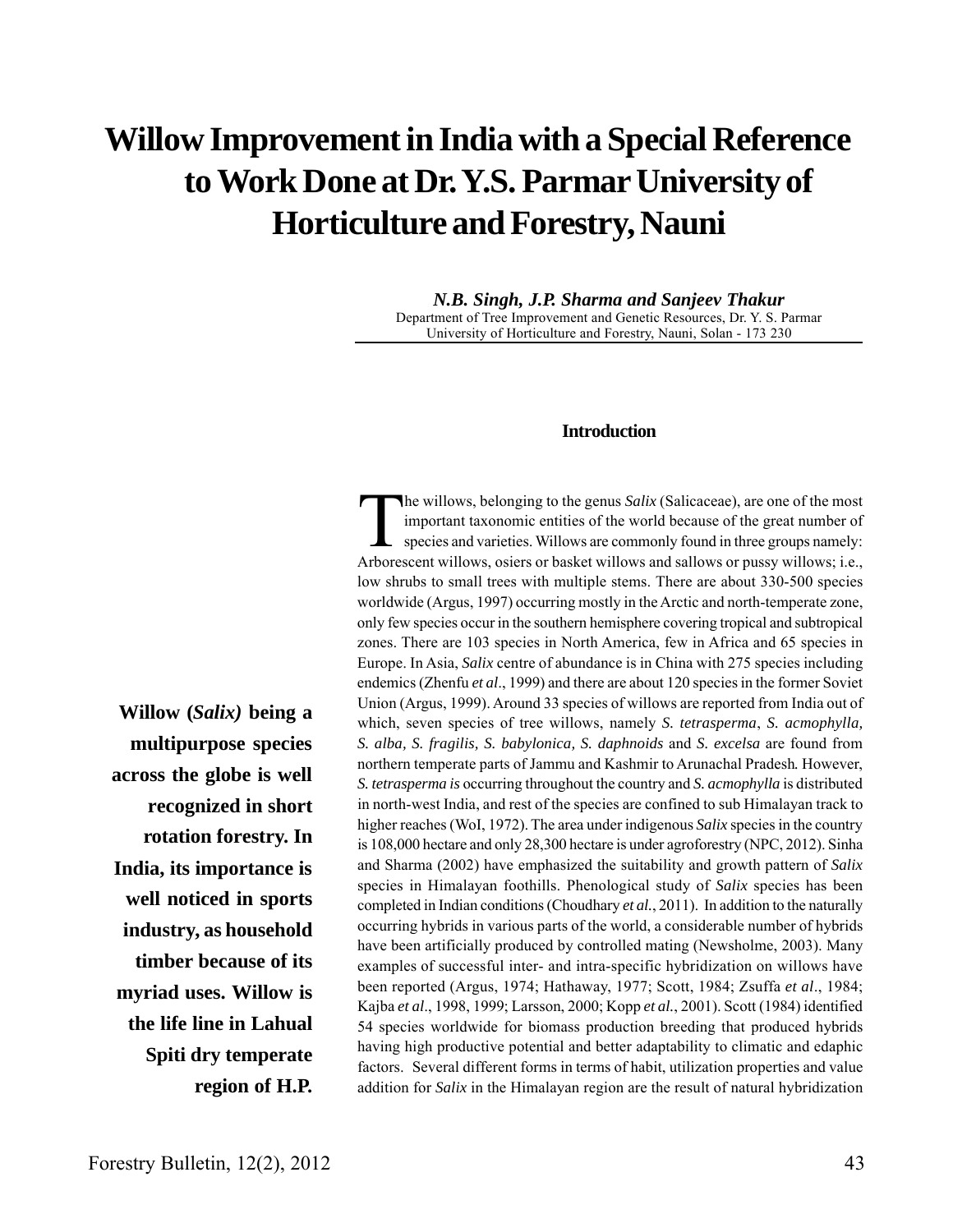# Willow Improvement in India with a Special Reference to Work Done at Dr. Y.S. Parmar University of Horticulture and Forestry, Nauni

***N.B. Singh, J.P. Sharma and Sanjeev Thakur***

Department of Tree Improvement and Genetic Resources, Dr. Y. S. Parmar University of Horticulture and Forestry, Nauni, Solan - 173 230

**Willow (*Salix)* being a multipurpose species across the globe is well recognized in short rotation forestry. In India, its importance is well noticed in sports industry, as household timber because of its myriad uses. Willow is the life line in Lahual Spiti dry temperate region of H.P.**

## Introduction

The willows, belonging to the genus *Salix* (Salicaceae), are one of the most important taxonomic entities of the world because of the great number of species and varieties. Willows are commonly found in three groups namely: Arborescent willows, osiers or basket willows and sallows or pussy willows; i.e., low shrubs to small trees with multiple stems. There are about 330-500 species worldwide (Argus, 1997) occurring mostly in the Arctic and north-temperate zone, only few species occur in the southern hemisphere covering tropical and subtropical zones. There are 103 species in North America, few in Africa and 65 species in Europe. In Asia, *Salix* centre of abundance is in China with 275 species including endemics (Zhenfu *et al*., 1999) and there are about 120 species in the former Soviet Union (Argus, 1999). Around 33 species of willows are reported from India out of which, seven species of tree willows, namely *S. tetrasperma*, *S. acmophylla, S. alba, S. fragilis, S. babylonica, S. daphnoids* and *S. excelsa* are found from northern temperate parts of Jammu and Kashmir to Arunachal Pradesh. However, *S. tetrasperma is* occurring throughout the country and *S. acmophylla* is distributed in north-west India, and rest of the species are confined to sub Himalayan track to higher reaches (WoI, 1972). The area under indigenous *Salix* species in the country is 108,000 hectare and only 28,300 hectare is under agroforestry (NPC, 2012). Sinha and Sharma (2002) have emphasized the suitability and growth pattern of *Salix* species in Himalayan foothills. Phenological study of *Salix* species has been completed in Indian conditions (Choudhary *et al.*, 2011). In addition to the naturally occurring hybrids in various parts of the world, a considerable number of hybrids have been artificially produced by controlled mating (Newsholme, 2003). Many examples of successful inter- and intra-specific hybridization on willows have been reported (Argus, 1974; Hathaway, 1977; Scott, 1984; Zsuffa *et al*., 1984; Kajba *et al*., 1998, 1999; Larsson, 2000; Kopp *et al.*, 2001). Scott (1984) identified 54 species worldwide for biomass production breeding that produced hybrids having high productive potential and better adaptability to climatic and edaphic factors. Several different forms in terms of habit, utilization properties and value addition for *Salix* in the Himalayan region are the result of natural hybridization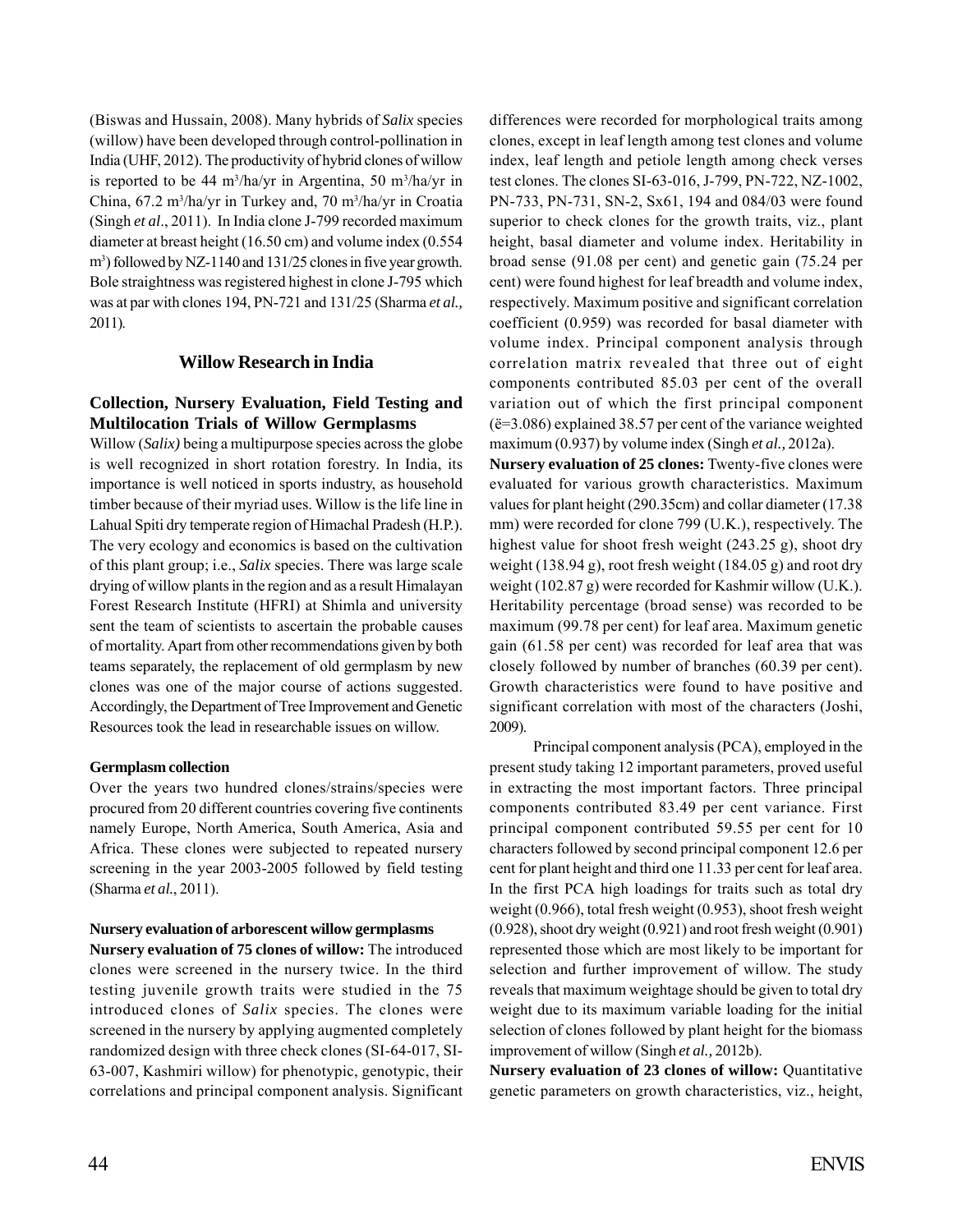(Biswas and Hussain, 2008). Many hybrids of *Salix* species (willow) have been developed through control-pollination in India (UHF, 2012). The productivity of hybrid clones of willow is reported to be 44 $m^3$/ha/yr in Argentina, 50 $m^3$/ha/yr in China, 67.2 $m^3$/ha/yr in Turkey and, 70 $m^3$/ha/yr in Croatia (Singh *et al*., 2011). In India clone J-799 recorded maximum diameter at breast height (16.50 cm) and volume index (0.554 $m^3$) followed by NZ-1140 and 131/25 clones in five year growth. Bole straightness was registered highest in clone J-795 which was at par with clones 194, PN-721 and 131/25 (Sharma *et al.,* 2011).

## Willow Research in India

### Collection, Nursery Evaluation, Field Testing and Multilocation Trials of Willow Germplasms

Willow (*Salix)* being a multipurpose species across the globe is well recognized in short rotation forestry. In India, its importance is well noticed in sports industry, as household timber because of their myriad uses. Willow is the life line in Lahual Spiti dry temperate region of Himachal Pradesh (H.P.). The very ecology and economics is based on the cultivation of this plant group; i.e., *Salix* species. There was large scale drying of willow plants in the region and as a result Himalayan Forest Research Institute (HFRI) at Shimla and university sent the team of scientists to ascertain the probable causes of mortality. Apart from other recommendations given by both teams separately, the replacement of old germplasm by new clones was one of the major course of actions suggested. Accordingly, the Department of Tree Improvement and Genetic Resources took the lead in researchable issues on willow.

#### Germplasm collection

Over the years two hundred clones/strains/species were procured from 20 different countries covering five continents namely Europe, North America, South America, Asia and Africa. These clones were subjected to repeated nursery screening in the year 2003-2005 followed by field testing (Sharma *et al.*, 2011).

#### Nursery evaluation of arborescent willow germplasms

**Nursery evaluation of 75 clones of willow:** The introduced clones were screened in the nursery twice. In the third testing juvenile growth traits were studied in the 75 introduced clones of *Salix* species. The clones were screened in the nursery by applying augmented completely randomized design with three check clones (SI-64-017, SI-63-007, Kashmiri willow) for phenotypic, genotypic, their correlations and principal component analysis. Significant differences were recorded for morphological traits among clones, except in leaf length among test clones and volume index, leaf length and petiole length among check verses test clones. The clones SI-63-016, J-799, PN-722, NZ-1002, PN-733, PN-731, SN-2, Sx61, 194 and 084/03 were found superior to check clones for the growth traits, viz., plant height, basal diameter and volume index. Heritability in broad sense (91.08 per cent) and genetic gain (75.24 per cent) were found highest for leaf breadth and volume index, respectively. Maximum positive and significant correlation coefficient (0.959) was recorded for basal diameter with volume index. Principal component analysis through correlation matrix revealed that three out of eight components contributed 85.03 per cent of the overall variation out of which the first principal component (ë=3.086) explained 38.57 per cent of the variance weighted maximum (0.937) by volume index (Singh *et al.,* 2012a).

**Nursery evaluation of 25 clones:** Twenty-five clones were evaluated for various growth characteristics. Maximum values for plant height (290.35cm) and collar diameter (17.38 mm) were recorded for clone 799 (U.K.), respectively. The highest value for shoot fresh weight (243.25 g), shoot dry weight (138.94 g), root fresh weight (184.05 g) and root dry weight (102.87 g) were recorded for Kashmir willow (U.K.). Heritability percentage (broad sense) was recorded to be maximum (99.78 per cent) for leaf area. Maximum genetic gain (61.58 per cent) was recorded for leaf area that was closely followed by number of branches (60.39 per cent). Growth characteristics were found to have positive and significant correlation with most of the characters (Joshi, 2009).

Principal component analysis (PCA), employed in the present study taking 12 important parameters, proved useful in extracting the most important factors. Three principal components contributed 83.49 per cent variance. First principal component contributed 59.55 per cent for 10 characters followed by second principal component 12.6 per cent for plant height and third one 11.33 per cent for leaf area. In the first PCA high loadings for traits such as total dry weight (0.966), total fresh weight (0.953), shoot fresh weight (0.928), shoot dry weight (0.921) and root fresh weight (0.901) represented those which are most likely to be important for selection and further improvement of willow. The study reveals that maximum weightage should be given to total dry weight due to its maximum variable loading for the initial selection of clones followed by plant height for the biomass improvement of willow (Singh *et al.,* 2012b).

**Nursery evaluation of 23 clones of willow:** Quantitative genetic parameters on growth characteristics, viz., height,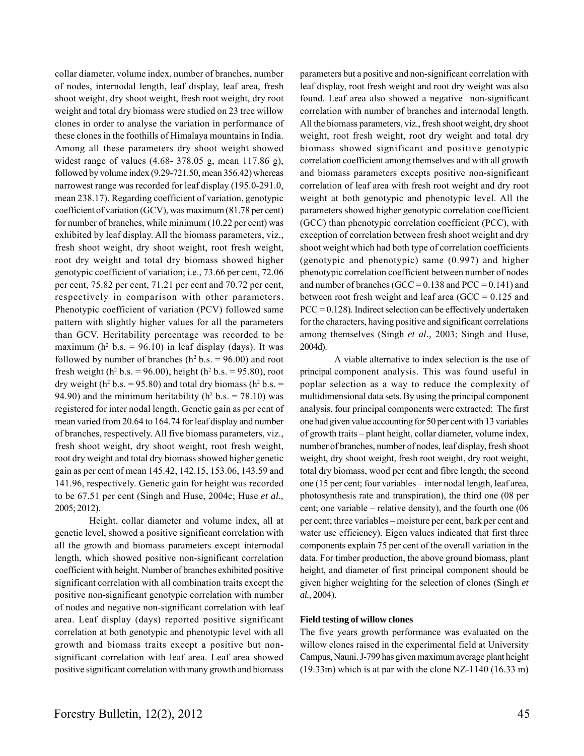collar diameter, volume index, number of branches, number of nodes, internodal length, leaf display, leaf area, fresh shoot weight, dry shoot weight, fresh root weight, dry root weight and total dry biomass were studied on 23 tree willow clones in order to analyse the variation in performance of these clones in the foothills of Himalaya mountains in India. Among all these parameters dry shoot weight showed widest range of values (4.68- 378.05 g, mean 117.86 g), followed by volume index (9.29-721.50, mean 356.42) whereas narrowest range was recorded for leaf display (195.0-291.0, mean 238.17). Regarding coefficient of variation, genotypic coefficient of variation (GCV), was maximum (81.78 per cent) for number of branches, while minimum (10.22 per cent) was exhibited by leaf display. All the biomass parameters, viz., fresh shoot weight, dry shoot weight, root fresh weight, root dry weight and total dry biomass showed higher genotypic coefficient of variation; i.e., 73.66 per cent, 72.06 per cent, 75.82 per cent, 71.21 per cent and 70.72 per cent, respectively in comparison with other parameters. Phenotypic coefficient of variation (PCV) followed same pattern with slightly higher values for all the parameters than GCV. Heritability percentage was recorded to be maximum ($h^2$ b.s. = 96.10) in leaf display (days). It was followed by number of branches ($h^2$ b.s. = 96.00) and root fresh weight ($h^2$ b.s. = 96.00), height ($h^2$ b.s. = 95.80), root dry weight ($h^2$ b.s. = 95.80) and total dry biomass ($h^2$ b.s. = 94.90) and the minimum heritability ($h^2$ b.s. = 78.10) was registered for inter nodal length. Genetic gain as per cent of mean varied from 20.64 to 164.74 for leaf display and number of branches, respectively. All five biomass parameters, viz., fresh shoot weight, dry shoot weight, root fresh weight, root dry weight and total dry biomass showed higher genetic gain as per cent of mean 145.42, 142.15, 153.06, 143.59 and 141.96, respectively. Genetic gain for height was recorded to be 67.51 per cent (Singh and Huse, 2004c; Huse *et al*., 2005; 2012).

Height, collar diameter and volume index, all at genetic level, showed a positive significant correlation with all the growth and biomass parameters except internodal length, which showed positive non-significant correlation coefficient with height. Number of branches exhibited positive significant correlation with all combination traits except the positive non-significant genotypic correlation with number of nodes and negative non-significant correlation with leaf area. Leaf display (days) reported positive significant correlation at both genotypic and phenotypic level with all growth and biomass traits except a positive but non-significant correlation with leaf area. Leaf area showed positive significant correlation with many growth and biomass parameters but a positive and non-significant correlation with leaf display, root fresh weight and root dry weight was also found. Leaf area also showed a negative non-significant correlation with number of branches and internodal length. All the biomass parameters, viz., fresh shoot weight, dry shoot weight, root fresh weight, root dry weight and total dry biomass showed significant and positive genotypic correlation coefficient among themselves and with all growth and biomass parameters excepts positive non-significant correlation of leaf area with fresh root weight and dry root weight at both genotypic and phenotypic level. All the parameters showed higher genotypic correlation coefficient (GCC) than phenotypic correlation coefficient (PCC), with exception of correlation between fresh shoot weight and dry shoot weight which had both type of correlation coefficients (genotypic and phenotypic) same (0.997) and higher phenotypic correlation coefficient between number of nodes and number of branches (GCC = 0.138 and PCC = 0.141) and between root fresh weight and leaf area (GCC = 0.125 and PCC = 0.128). Indirect selection can be effectively undertaken for the characters, having positive and significant correlations among themselves (Singh *et al.,* 2003; Singh and Huse, 2004d).

A viable alternative to index selection is the use of principal component analysis. This was found useful in poplar selection as a way to reduce the complexity of multidimensional data sets. By using the principal component analysis, four principal components were extracted: The first one had given value accounting for 50 per cent with 13 variables of growth traits – plant height, collar diameter, volume index, number of branches, number of nodes, leaf display, fresh shoot weight, dry shoot weight, fresh root weight, dry root weight, total dry biomass, wood per cent and fibre length; the second one (15 per cent; four variables – inter nodal length, leaf area, photosynthesis rate and transpiration), the third one (08 per cent; one variable – relative density), and the fourth one (06 per cent; three variables – moisture per cent, bark per cent and water use efficiency). Eigen values indicated that first three components explain 75 per cent of the overall variation in the data. For timber production, the above ground biomass, plant height, and diameter of first principal component should be given higher weighting for the selection of clones (Singh *et al.,* 2004).

**Field testing of willow clones**

The five years growth performance was evaluated on the willow clones raised in the experimental field at University Campus, Nauni. J-799 has given maximum average plant height (19.33m) which is at par with the clone NZ-1140 (16.33 m)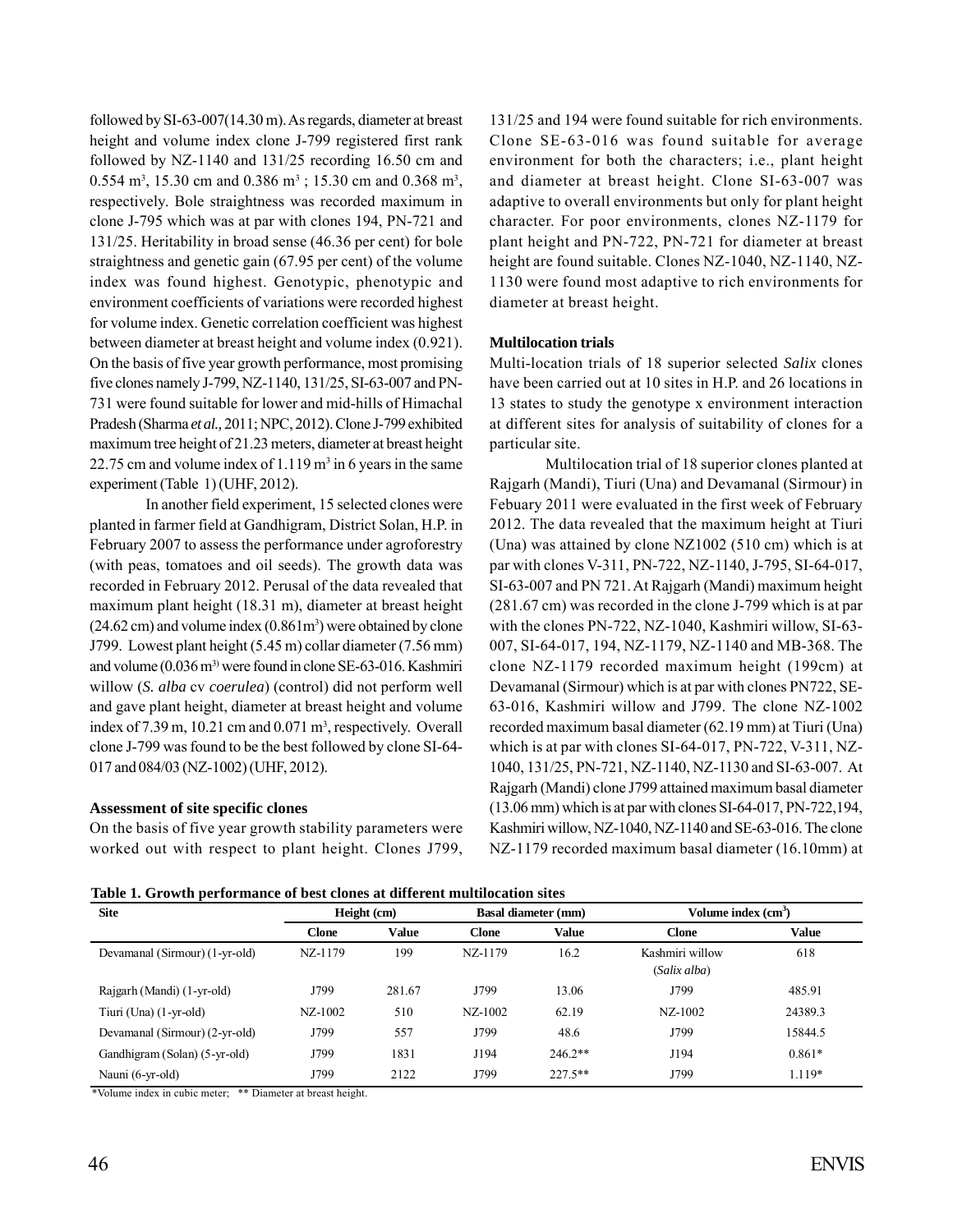followed by SI-63-007(14.30 m). As regards, diameter at breast height and volume index clone J-799 registered first rank followed by NZ-1140 and 131/25 recording 16.50 cm and 0.554 m$^3$, 15.30 cm and 0.386 m$^3$ ; 15.30 cm and 0.368 m$^3$, respectively. Bole straightness was recorded maximum in clone J-795 which was at par with clones 194, PN-721 and 131/25. Heritability in broad sense (46.36 per cent) for bole straightness and genetic gain (67.95 per cent) of the volume index was found highest. Genotypic, phenotypic and environment coefficients of variations were recorded highest for volume index. Genetic correlation coefficient was highest between diameter at breast height and volume index (0.921). On the basis of five year growth performance, most promising five clones namely J-799, NZ-1140, 131/25, SI-63-007 and PN-731 were found suitable for lower and mid-hills of Himachal Pradesh (Sharma *et al.,* 2011; NPC, 2012). Clone J-799 exhibited maximum tree height of 21.23 meters, diameter at breast height 22.75 cm and volume index of 1.119 m$^3$ in 6 years in the same experiment (Table 1) (UHF, 2012).

In another field experiment, 15 selected clones were planted in farmer field at Gandhigram, District Solan, H.P. in February 2007 to assess the performance under agroforestry (with peas, tomatoes and oil seeds). The growth data was recorded in February 2012. Perusal of the data revealed that maximum plant height (18.31 m), diameter at breast height (24.62 cm) and volume index (0.861m$^3$) were obtained by clone J799. Lowest plant height (5.45 m) collar diameter (7.56 mm) and volume (0.036 m$^3$) were found in clone SE-63-016. Kashmiri willow (*S. alba* cv *coerulea*) (control) did not perform well and gave plant height, diameter at breast height and volume index of 7.39 m, 10.21 cm and 0.071 m$^3$, respectively. Overall clone J-799 was found to be the best followed by clone SI-64-017 and 084/03 (NZ-1002) (UHF, 2012).

### Assessment of site specific clones

On the basis of five year growth stability parameters were worked out with respect to plant height. Clones J799, 131/25 and 194 were found suitable for rich environments. Clone SE-63-016 was found suitable for average environment for both the characters; i.e., plant height and diameter at breast height. Clone SI-63-007 was adaptive to overall environments but only for plant height character. For poor environments, clones NZ-1179 for plant height and PN-722, PN-721 for diameter at breast height are found suitable. Clones NZ-1040, NZ-1140, NZ-1130 were found most adaptive to rich environments for diameter at breast height.

### Multilocation trials

Multi-location trials of 18 superior selected *Salix* clones have been carried out at 10 sites in H.P. and 26 locations in 13 states to study the genotype x environment interaction at different sites for analysis of suitability of clones for a particular site.

Multilocation trial of 18 superior clones planted at Rajgarh (Mandi), Tiuri (Una) and Devamanal (Sirmour) in Febuary 2011 were evaluated in the first week of February 2012. The data revealed that the maximum height at Tiuri (Una) was attained by clone NZ1002 (510 cm) which is at par with clones V-311, PN-722, NZ-1140, J-795, SI-64-017, SI-63-007 and PN 721. At Rajgarh (Mandi) maximum height (281.67 cm) was recorded in the clone J-799 which is at par with the clones PN-722, NZ-1040, Kashmiri willow, SI-63-007, SI-64-017, 194, NZ-1179, NZ-1140 and MB-368. The clone NZ-1179 recorded maximum height (199cm) at Devamanal (Sirmour) which is at par with clones PN722, SE-63-016, Kashmiri willow and J799. The clone NZ-1002 recorded maximum basal diameter (62.19 mm) at Tiuri (Una) which is at par with clones SI-64-017, PN-722, V-311, NZ-1040, 131/25, PN-721, NZ-1140, NZ-1130 and SI-63-007. At Rajgarh (Mandi) clone J799 attained maximum basal diameter (13.06 mm) which is at par with clones SI-64-017, PN-722,194, Kashmiri willow, NZ-1040, NZ-1140 and SE-63-016. The clone NZ-1179 recorded maximum basal diameter (16.10mm) at

**Table 1. Growth performance of best clones at different multilocation sites**

| Site | Height (cm) | | Basal diameter (mm) | | Volume index (cm$^3$) | |
|---|---|---|---|---|---|---|
| | Clone | Value | Clone | Value | Clone | Value |
| Devamanal (Sirmour) (1-yr-old) | NZ-1179 | 199 | NZ-1179 | 16.2 | Kashmiri willow (*Salix alba*) | 618 |
| Rajgarh (Mandi) (1-yr-old) | J799 | 281.67 | J799 | 13.06 | J799 | 485.91 |
| Tiuri (Una) (1-yr-old) | NZ-1002 | 510 | NZ-1002 | 62.19 | NZ-1002 | 24389.3 |
| Devamanal (Sirmour) (2-yr-old) | J799 | 557 | J799 | 48.6 | J799 | 15844.5 |
| Gandhigram (Solan) (5-yr-old) | J799 | 1831 | J194 | 246.2** | J194 | 0.861* |
| Nauni (6-yr-old) | J799 | 2122 | J799 | 227.5** | J799 | 1.119* |

*Volume index in cubic meter; ** Diameter at breast height.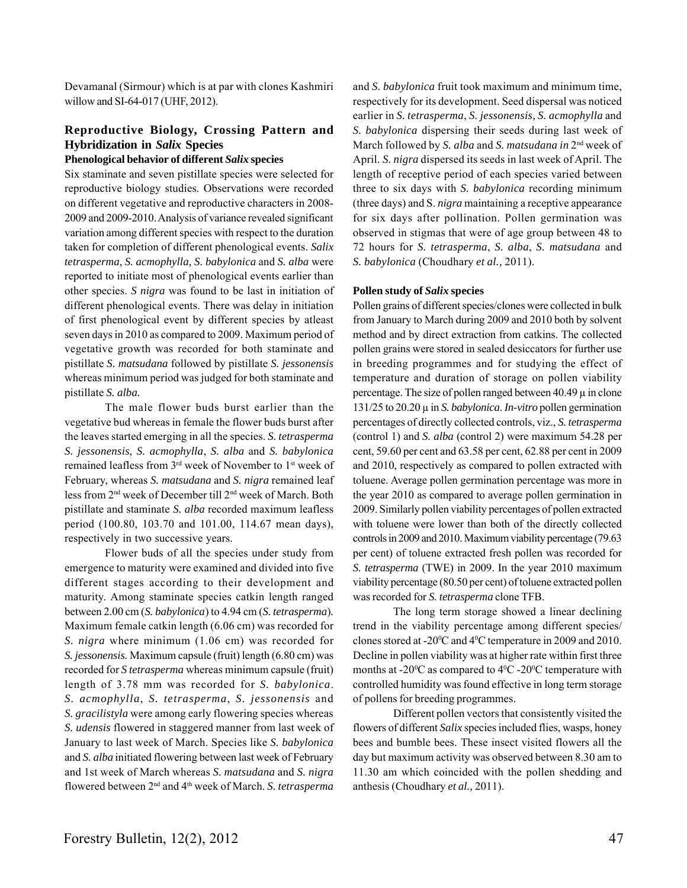Devamanal (Sirmour) which is at par with clones Kashmiri willow and SI-64-017 (UHF, 2012).

## Reproductive Biology, Crossing Pattern and Hybridization in *Salix* Species

### Phenological behavior of different *Salix* species

Six staminate and seven pistillate species were selected for reproductive biology studies. Observations were recorded on different vegetative and reproductive characters in 2008-2009 and 2009-2010. Analysis of variance revealed significant variation among different species with respect to the duration taken for completion of different phenological events. *Salix tetrasperma*, *S. acmophylla, S. babylonica* and *S. alba* were reported to initiate most of phenological events earlier than other species. *S nigra* was found to be last in initiation of different phenological events. There was delay in initiation of first phenological event by different species by atleast seven days in 2010 as compared to 2009. Maximum period of vegetative growth was recorded for both staminate and pistillate *S. matsudana* followed by pistillate *S. jessonensis* whereas minimum period was judged for both staminate and pistillate *S. alba.*

The male flower buds burst earlier than the vegetative bud whereas in female the flower buds burst after the leaves started emerging in all the species. *S. tetrasperma S. jessonensis*, *S. acmophylla*, *S. alba* and *S. babylonica* remained leafless from 3rd week of November to 1st week of February, whereas *S. matsudana* and *S. nigra* remained leaf less from 2nd week of December till 2nd week of March. Both pistillate and staminate *S. alba* recorded maximum leafless period (100.80, 103.70 and 101.00, 114.67 mean days), respectively in two successive years.

Flower buds of all the species under study from emergence to maturity were examined and divided into five different stages according to their development and maturity. Among staminate species catkin length ranged between 2.00 cm (*S. babylonica*) to 4.94 cm (*S. tetrasperma*). Maximum female catkin length (6.06 cm) was recorded for *S. nigra* where minimum (1.06 cm) was recorded for *S. jessonensis.* Maximum capsule (fruit) length (6.80 cm) was recorded for *S tetrasperma* whereas minimum capsule (fruit) length of 3.78 mm was recorded for *S. babylonica*. *S. acmophylla*, *S. tetrasperma*, *S. jessonensis* and *S. gracilistyla* were among early flowering species whereas *S. udensis* flowered in staggered manner from last week of January to last week of March. Species like *S. babylonica* and *S. alba* initiated flowering between last week of February and 1st week of March whereas *S. matsudana* and *S. nigra* flowered between 2nd and 4th week of March. *S. tetrasperma* and *S. babylonica* fruit took maximum and minimum time, respectively for its development. Seed dispersal was noticed earlier in *S. tetrasperma*, *S. jessonensis, S. acmophylla* and *S. babylonica* dispersing their seeds during last week of March followed by *S. alba* and *S. matsudana in* 2nd week of April. *S. nigra* dispersed its seeds in last week of April. The length of receptive period of each species varied between three to six days with *S. babylonica* recording minimum (three days) and S. *nigra* maintaining a receptive appearance for six days after pollination. Pollen germination was observed in stigmas that were of age group between 48 to 72 hours for *S. tetrasperma*, *S. alba*, *S. matsudana* and *S. babylonica* (Choudhary *et al.,* 2011).

### Pollen study of *Salix* species

Pollen grains of different species/clones were collected in bulk from January to March during 2009 and 2010 both by solvent method and by direct extraction from catkins. The collected pollen grains were stored in sealed desiccators for further use in breeding programmes and for studying the effect of temperature and duration of storage on pollen viability percentage. The size of pollen ranged between 40.49 μ in clone 131/25 to 20.20 μ in *S. babylonica*. *In-vitro* pollen germination percentages of directly collected controls, viz., *S. tetrasperma* (control 1) and *S. alba* (control 2) were maximum 54.28 per cent, 59.60 per cent and 63.58 per cent, 62.88 per cent in 2009 and 2010, respectively as compared to pollen extracted with toluene. Average pollen germination percentage was more in the year 2010 as compared to average pollen germination in 2009. Similarly pollen viability percentages of pollen extracted with toluene were lower than both of the directly collected controls in 2009 and 2010. Maximum viability percentage (79.63 per cent) of toluene extracted fresh pollen was recorded for *S. tetrasperma* (TWE) in 2009. In the year 2010 maximum viability percentage (80.50 per cent) of toluene extracted pollen was recorded for *S. tetrasperma* clone TFB.

The long term storage showed a linear declining trend in the viability percentage among different species/clones stored at -20$^0$C and 4$^0$C temperature in 2009 and 2010. Decline in pollen viability was at higher rate within first three months at -20$^0$C as compared to 4$^0$C -20$^0$C temperature with controlled humidity was found effective in long term storage of pollens for breeding programmes.

Different pollen vectors that consistently visited the flowers of different *Salix* species included flies, wasps, honey bees and bumble bees. These insect visited flowers all the day but maximum activity was observed between 8.30 am to 11.30 am which coincided with the pollen shedding and anthesis (Choudhary *et al.,* 2011).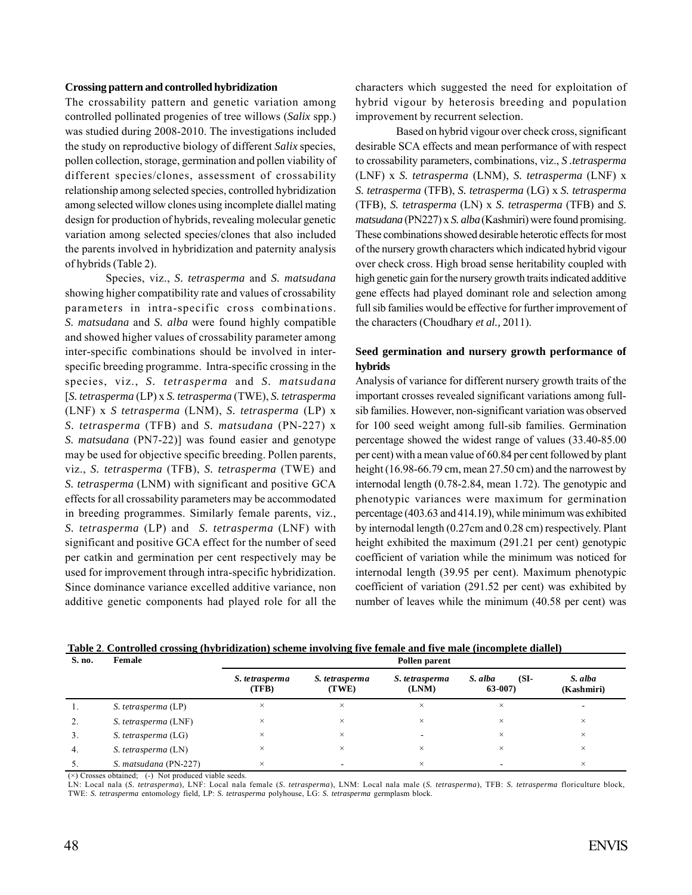**Crossing pattern and controlled hybridization**

The crossability pattern and genetic variation among controlled pollinated progenies of tree willows (*Salix* spp.) was studied during 2008-2010. The investigations included the study on reproductive biology of different *Salix* species, pollen collection, storage, germination and pollen viability of different species/clones, assessment of crossability relationship among selected species, controlled hybridization among selected willow clones using incomplete diallel mating design for production of hybrids, revealing molecular genetic variation among selected species/clones that also included the parents involved in hybridization and paternity analysis of hybrids (Table 2).

Species, viz., *S. tetrasperma* and *S. matsudana* showing higher compatibility rate and values of crossability parameters in intra-specific cross combinations. *S. matsudana* and *S. alba* were found highly compatible and showed higher values of crossability parameter among inter-specific combinations should be involved in inter-specific breeding programme. Intra-specific crossing in the species, viz., *S. tetrasperma* and *S. matsudana* [*S. tetrasperma* (LP) x *S. tetrasperma* (TWE), *S. tetrasperma* (LNF) x *S tetrasperma* (LNM), *S. tetrasperma* (LP) x *S. tetrasperma* (TFB) and *S. matsudana* (PN-227) x *S. matsudana* (PN7-22)] was found easier and genotype may be used for objective specific breeding. Pollen parents, viz., *S. tetrasperma* (TFB), *S. tetrasperma* (TWE) and *S. tetrasperma* (LNM) with significant and positive GCA effects for all crossability parameters may be accommodated in breeding programmes. Similarly female parents, viz., *S. tetrasperma* (LP) and *S. tetrasperma* (LNF) with significant and positive GCA effect for the number of seed per catkin and germination per cent respectively may be used for improvement through intra-specific hybridization. Since dominance variance excelled additive variance, non additive genetic components had played role for all the characters which suggested the need for exploitation of hybrid vigour by heterosis breeding and population improvement by recurrent selection.

Based on hybrid vigour over check cross, significant desirable SCA effects and mean performance of with respect to crossability parameters, combinations, viz., *S .tetrasperma* (LNF) x *S. tetrasperma* (LNM), *S. tetrasperma* (LNF) x *S. tetrasperma* (TFB), *S. tetrasperma* (LG) x *S. tetrasperma* (TFB), *S. tetrasperma* (LN) x *S. tetrasperma* (TFB) and *S. matsudana* (PN227) x *S. alba* (Kashmiri) were found promising. These combinations showed desirable heterotic effects for most of the nursery growth characters which indicated hybrid vigour over check cross. High broad sense heritability coupled with high genetic gain for the nursery growth traits indicated additive gene effects had played dominant role and selection among full sib families would be effective for further improvement of the characters (Choudhary *et al.,* 2011).

**Seed germination and nursery growth performance of hybrids**

Analysis of variance for different nursery growth traits of the important crosses revealed significant variations among full-sib families. However, non-significant variation was observed for 100 seed weight among full-sib families. Germination percentage showed the widest range of values (33.40-85.00 per cent) with a mean value of 60.84 per cent followed by plant height (16.98-66.79 cm, mean 27.50 cm) and the narrowest by internodal length (0.78-2.84, mean 1.72). The genotypic and phenotypic variances were maximum for germination percentage (403.63 and 414.19), while minimum was exhibited by internodal length (0.27cm and 0.28 cm) respectively. Plant height exhibited the maximum (291.21 per cent) genotypic coefficient of variation while the minimum was noticed for internodal length (39.95 per cent). Maximum phenotypic coefficient of variation (291.52 per cent) was exhibited by number of leaves while the minimum (40.58 per cent) was

**Table 2**. **Controlled crossing (hybridization) scheme involving five female and five male (incomplete diallel)**

| S. no. | Female | Pollen parent | | | | |
|---|---|---|---|---|---|---|
| | | *S. tetrasperma* (TFB) | *S. tetrasperma* (TWE) | *S. tetrasperma* (LNM) | *S. alba* (SI-63-007) | *S. alba* (Kashmiri) |
| 1. | *S. tetrasperma* (LP) | × | × | × | × | - |
| 2. | *S. tetrasperma* (LNF) | × | × | × | × | × |
| 3. | *S. tetrasperma* (LG) | × | × | - | × | × |
| 4. | *S. tetrasperma* (LN) | × | × | × | × | × |
| 5. | *S. matsudana* (PN-227) | × | - | × | - | × |

(×) Crosses obtained; (-) Not produced viable seeds.

LN: Local nala (*S. tetrasperma*), LNF: Local nala female (*S. tetrasperma*), LNM: Local nala male (*S. tetrasperma*), TFB: *S. tetrasperma* floriculture block, TWE: *S. tetrasperma* entomology field, LP: *S. tetrasperma* polyhouse, LG: *S. tetrasperma* germplasm block.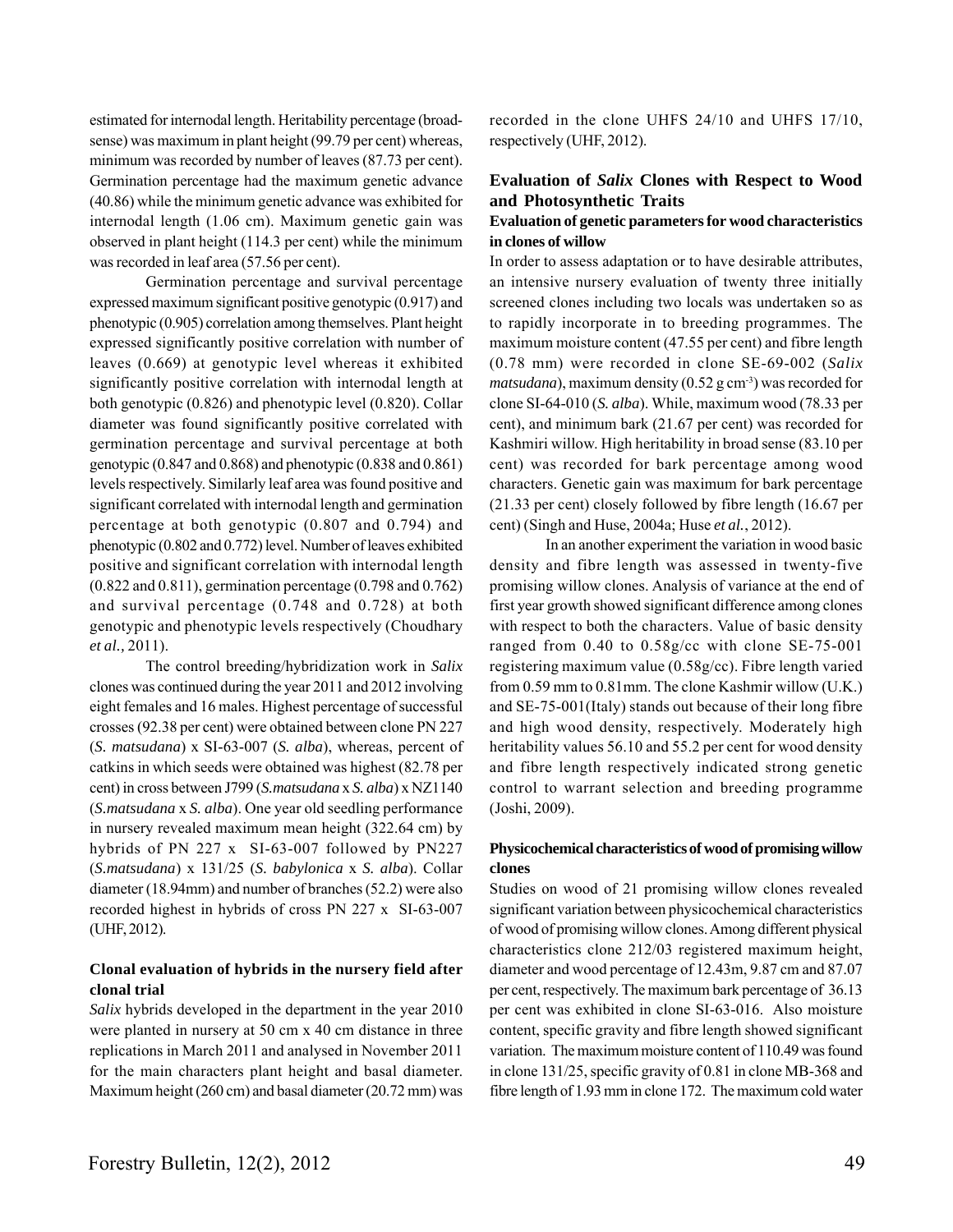estimated for internodal length. Heritability percentage (broad-sense) was maximum in plant height (99.79 per cent) whereas, minimum was recorded by number of leaves (87.73 per cent). Germination percentage had the maximum genetic advance (40.86) while the minimum genetic advance was exhibited for internodal length (1.06 cm). Maximum genetic gain was observed in plant height (114.3 per cent) while the minimum was recorded in leaf area (57.56 per cent).

Germination percentage and survival percentage expressed maximum significant positive genotypic (0.917) and phenotypic (0.905) correlation among themselves. Plant height expressed significantly positive correlation with number of leaves (0.669) at genotypic level whereas it exhibited significantly positive correlation with internodal length at both genotypic (0.826) and phenotypic level (0.820). Collar diameter was found significantly positive correlated with germination percentage and survival percentage at both genotypic (0.847 and 0.868) and phenotypic (0.838 and 0.861) levels respectively. Similarly leaf area was found positive and significant correlated with internodal length and germination percentage at both genotypic (0.807 and 0.794) and phenotypic (0.802 and 0.772) level. Number of leaves exhibited positive and significant correlation with internodal length (0.822 and 0.811), germination percentage (0.798 and 0.762) and survival percentage (0.748 and 0.728) at both genotypic and phenotypic levels respectively (Choudhary *et al.,* 2011).

The control breeding/hybridization work in *Salix* clones was continued during the year 2011 and 2012 involving eight females and 16 males. Highest percentage of successful crosses (92.38 per cent) were obtained between clone PN 227 (*S. matsudana*) x SI-63-007 (*S. alba*), whereas, percent of catkins in which seeds were obtained was highest (82.78 per cent) in cross between J799 (*S.matsudana* x *S. alba*) x NZ1140 (*S.matsudana* x *S. alba*). One year old seedling performance in nursery revealed maximum mean height (322.64 cm) by hybrids of PN 227 x SI-63-007 followed by PN227 (*S.matsudana*) x 131/25 (*S. babylonica* x *S. alba*). Collar diameter (18.94mm) and number of branches (52.2) were also recorded highest in hybrids of cross PN 227 x SI-63-007 (UHF, 2012).

### Clonal evaluation of hybrids in the nursery field after clonal trial

*Salix* hybrids developed in the department in the year 2010 were planted in nursery at 50 cm x 40 cm distance in three replications in March 2011 and analysed in November 2011 for the main characters plant height and basal diameter. Maximum height (260 cm) and basal diameter (20.72 mm) was recorded in the clone UHFS 24/10 and UHFS 17/10, respectively (UHF, 2012).

## Evaluation of *Salix* Clones with Respect to Wood and Photosynthetic Traits

### Evaluation of genetic parameters for wood characteristics in clones of willow

In order to assess adaptation or to have desirable attributes, an intensive nursery evaluation of twenty three initially screened clones including two locals was undertaken so as to rapidly incorporate in to breeding programmes. The maximum moisture content (47.55 per cent) and fibre length (0.78 mm) were recorded in clone SE-69-002 (*Salix matsudana*), maximum density (0.52 g cm$^{-3}$) was recorded for clone SI-64-010 (*S. alba*). While, maximum wood (78.33 per cent), and minimum bark (21.67 per cent) was recorded for Kashmiri willow. High heritability in broad sense (83.10 per cent) was recorded for bark percentage among wood characters. Genetic gain was maximum for bark percentage (21.33 per cent) closely followed by fibre length (16.67 per cent) (Singh and Huse, 2004a; Huse *et al.*, 2012).

In an another experiment the variation in wood basic density and fibre length was assessed in twenty-five promising willow clones. Analysis of variance at the end of first year growth showed significant difference among clones with respect to both the characters. Value of basic density ranged from 0.40 to 0.58g/cc with clone SE-75-001 registering maximum value (0.58g/cc). Fibre length varied from 0.59 mm to 0.81mm. The clone Kashmir willow (U.K.) and SE-75-001(Italy) stands out because of their long fibre and high wood density, respectively. Moderately high heritability values 56.10 and 55.2 per cent for wood density and fibre length respectively indicated strong genetic control to warrant selection and breeding programme (Joshi, 2009).

### Physicochemical characteristics of wood of promising willow clones

Studies on wood of 21 promising willow clones revealed significant variation between physicochemical characteristics of wood of promising willow clones. Among different physical characteristics clone 212/03 registered maximum height, diameter and wood percentage of 12.43m, 9.87 cm and 87.07 per cent, respectively. The maximum bark percentage of 36.13 per cent was exhibited in clone SI-63-016. Also moisture content, specific gravity and fibre length showed significant variation. The maximum moisture content of 110.49 was found in clone 131/25, specific gravity of 0.81 in clone MB-368 and fibre length of 1.93 mm in clone 172. The maximum cold water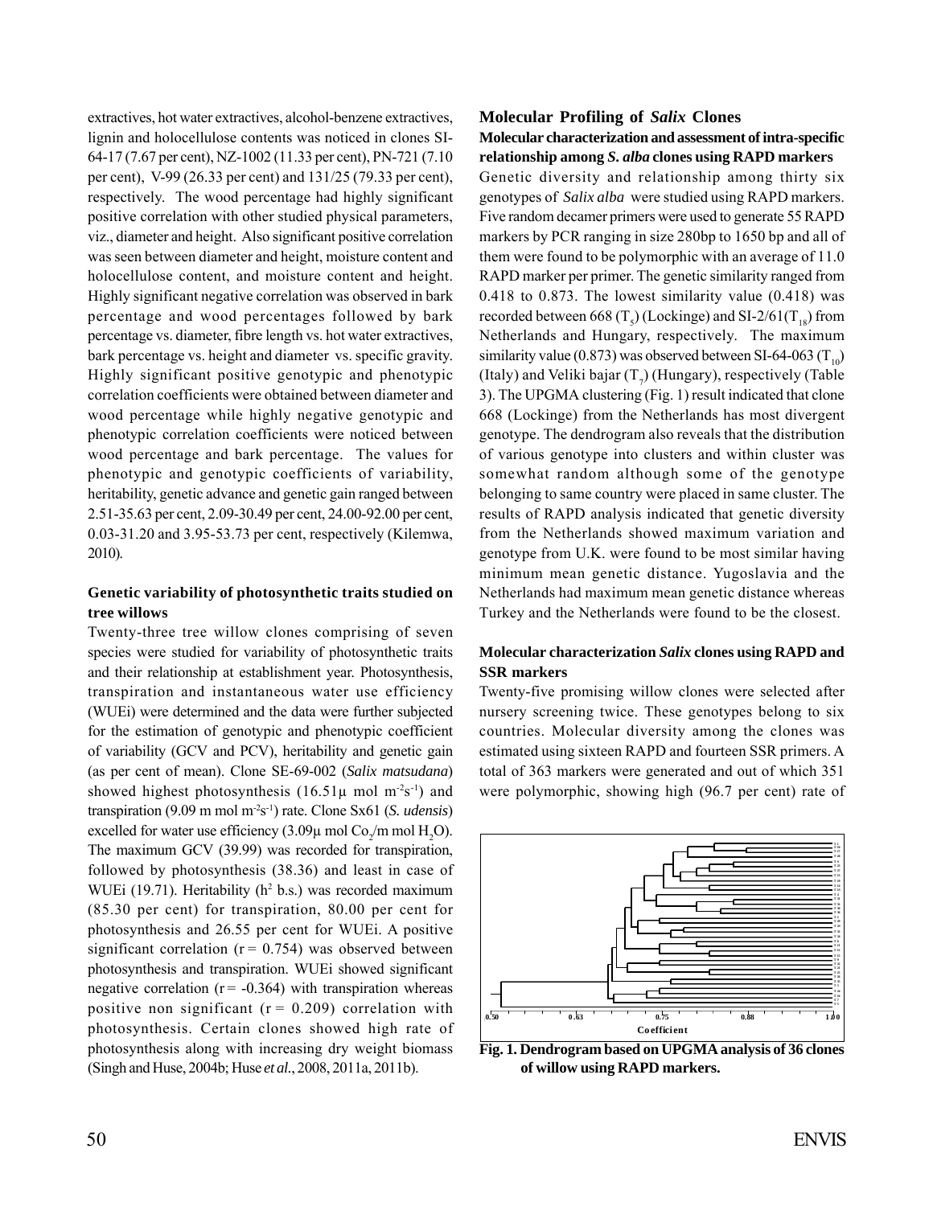extractives, hot water extractives, alcohol-benzene extractives, lignin and holocellulose contents was noticed in clones SI-64-17 (7.67 per cent), NZ-1002 (11.33 per cent), PN-721 (7.10 per cent), V-99 (26.33 per cent) and 131/25 (79.33 per cent), respectively. The wood percentage had highly significant positive correlation with other studied physical parameters, viz., diameter and height. Also significant positive correlation was seen between diameter and height, moisture content and holocellulose content, and moisture content and height. Highly significant negative correlation was observed in bark percentage and wood percentages followed by bark percentage vs. diameter, fibre length vs. hot water extractives, bark percentage vs. height and diameter vs. specific gravity. Highly significant positive genotypic and phenotypic correlation coefficients were obtained between diameter and wood percentage while highly negative genotypic and phenotypic correlation coefficients were noticed between wood percentage and bark percentage. The values for phenotypic and genotypic coefficients of variability, heritability, genetic advance and genetic gain ranged between 2.51-35.63 per cent, 2.09-30.49 per cent, 24.00-92.00 per cent, 0.03-31.20 and 3.95-53.73 per cent, respectively (Kilemwa, 2010).

**Genetic variability of photosynthetic traits studied on tree willows**

Twenty-three tree willow clones comprising of seven species were studied for variability of photosynthetic traits and their relationship at establishment year. Photosynthesis, transpiration and instantaneous water use efficiency (WUEi) were determined and the data were further subjected for the estimation of genotypic and phenotypic coefficient of variability (GCV and PCV), heritability and genetic gain (as per cent of mean). Clone SE-69-002 (*Salix matsudana*) showed highest photosynthesis (16.51μ mol $m^{-2}s^{-1}$) and transpiration (9.09 m mol $m^{-2}s^{-1}$) rate. Clone Sx61 (*S. udensis*) excelled for water use efficiency (3.09μ mol $Co_2$/m mol $H_2O$). The maximum GCV (39.99) was recorded for transpiration, followed by photosynthesis (38.36) and least in case of WUEi (19.71). Heritability ($h^2$ b.s.) was recorded maximum (85.30 per cent) for transpiration, 80.00 per cent for photosynthesis and 26.55 per cent for WUEi. A positive significant correlation ($r = 0.754$) was observed between photosynthesis and transpiration. WUEi showed significant negative correlation ($r = -0.364$) with transpiration whereas positive non significant ($r = 0.209$) correlation with photosynthesis. Certain clones showed high rate of photosynthesis along with increasing dry weight biomass (Singh and Huse, 2004b; Huse *et al.*, 2008, 2011a, 2011b).

## Molecular Profiling of *Salix* Clones

**Molecular characterization and assessment of intra-specific relationship among *S. alba* clones using RAPD markers**

Genetic diversity and relationship among thirty six genotypes of *Salix alba* were studied using RAPD markers. Five random decamer primers were used to generate 55 RAPD markers by PCR ranging in size 280bp to 1650 bp and all of them were found to be polymorphic with an average of 11.0 RAPD marker per primer. The genetic similarity ranged from 0.418 to 0.873. The lowest similarity value (0.418) was recorded between 668 ($T_5$) (Lockinge) and SI-2/61($T_{18}$) from Netherlands and Hungary, respectively. The maximum similarity value (0.873) was observed between SI-64-063 ($T_{10}$) (Italy) and Veliki bajar ($T_7$) (Hungary), respectively (Table 3). The UPGMA clustering (Fig. 1) result indicated that clone 668 (Lockinge) from the Netherlands has most divergent genotype. The dendrogram also reveals that the distribution of various genotype into clusters and within cluster was somewhat random although some of the genotype belonging to same country were placed in same cluster. The results of RAPD analysis indicated that genetic diversity from the Netherlands showed maximum variation and genotype from U.K. were found to be most similar having minimum mean genetic distance. Yugoslavia and the Netherlands had maximum mean genetic distance whereas Turkey and the Netherlands were found to be the closest.

**Molecular characterization *Salix* clones using RAPD and SSR markers**

Twenty-five promising willow clones were selected after nursery screening twice. These genotypes belong to six countries. Molecular diversity among the clones was estimated using sixteen RAPD and fourteen SSR primers. A total of 363 markers were generated and out of which 351 were polymorphic, showing high (96.7 per cent) rate of

**Fig. 1. Dendrogram based on UPGMA analysis of 36 clones of willow using RAPD markers.**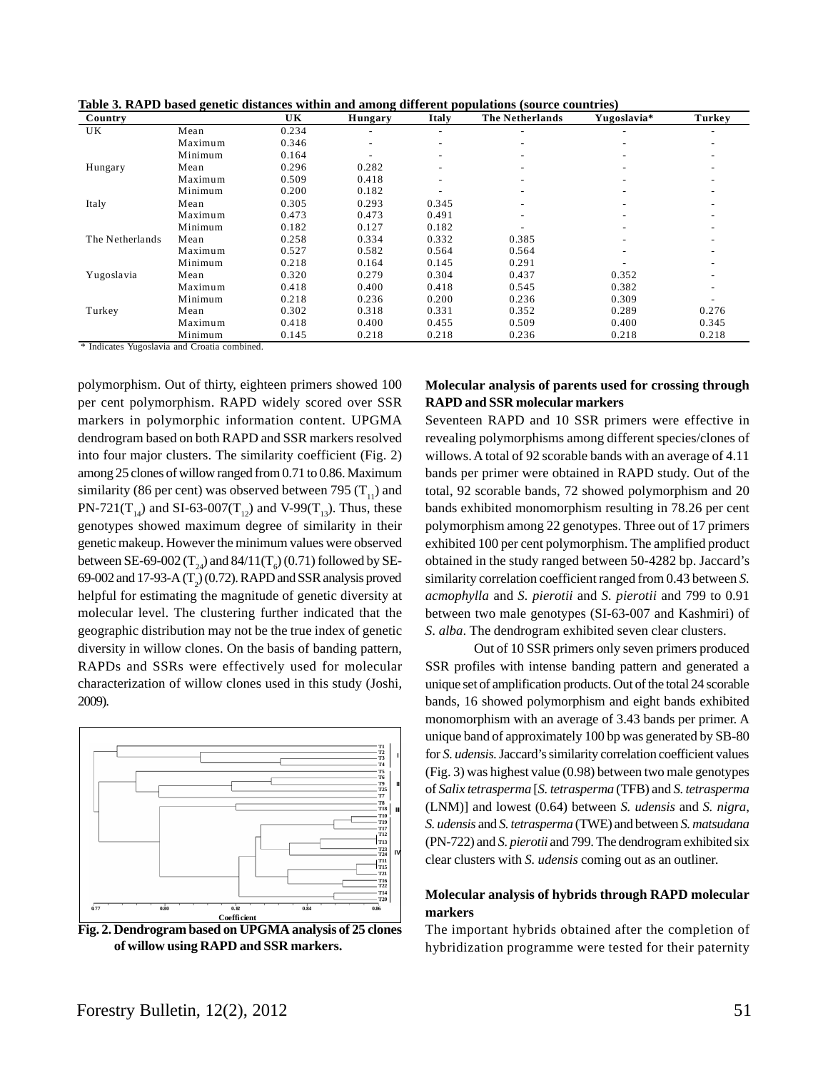**Table 3. RAPD based genetic distances within and among different populations (source countries)**

| Country | | UK | Hungary | Italy | The Netherlands | Yugoslavia* | Turkey |
|---|---|---|---|---|---|---|---|
| UK | Mean | 0.234 | - | - | - | - | - |
| | Maximum | 0.346 | - | - | - | - | - |
| | Minimum | 0.164 | - | - | - | - | - |
| Hungary | Mean | 0.296 | 0.282 | - | - | - | - |
| | Maximum | 0.509 | 0.418 | - | - | - | - |
| | Minimum | 0.200 | 0.182 | - | - | - | - |
| Italy | Mean | 0.305 | 0.293 | 0.345 | - | - | - |
| | Maximum | 0.473 | 0.473 | 0.491 | - | - | - |
| | Minimum | 0.182 | 0.127 | 0.182 | - | - | - |
| The Netherlands | Mean | 0.258 | 0.334 | 0.332 | 0.385 | - | - |
| | Maximum | 0.527 | 0.582 | 0.564 | 0.564 | - | - |
| | Minimum | 0.218 | 0.164 | 0.145 | 0.291 | - | - |
| Yugoslavia | Mean | 0.320 | 0.279 | 0.304 | 0.437 | 0.352 | - |
| | Maximum | 0.418 | 0.400 | 0.418 | 0.545 | 0.382 | - |
| | Minimum | 0.218 | 0.236 | 0.200 | 0.236 | 0.309 | - |
| Turkey | Mean | 0.302 | 0.318 | 0.331 | 0.352 | 0.289 | 0.276 |
| | Maximum | 0.418 | 0.400 | 0.455 | 0.509 | 0.400 | 0.345 |
| | Minimum | 0.145 | 0.218 | 0.218 | 0.236 | 0.218 | 0.218 |

\* Indicates Yugoslavia and Croatia combined.

polymorphism. Out of thirty, eighteen primers showed 100 per cent polymorphism. RAPD widely scored over SSR markers in polymorphic information content. UPGMA dendrogram based on both RAPD and SSR markers resolved into four major clusters. The similarity coefficient (Fig. 2) among 25 clones of willow ranged from 0.71 to 0.86. Maximum similarity (86 per cent) was observed between 795 ($T_{11}$) and PN-721($T_{14}$) and SI-63-007($T_{12}$) and V-99($T_{13}$). Thus, these genotypes showed maximum degree of similarity in their genetic makeup. However the minimum values were observed between SE-69-002 ($T_{24}$) and 84/11($T_6$) (0.71) followed by SE-69-002 and 17-93-A ($T_2$) (0.72). RAPD and SSR analysis proved helpful for estimating the magnitude of genetic diversity at molecular level. The clustering further indicated that the geographic distribution may not be the true index of genetic diversity in willow clones. On the basis of banding pattern, RAPDs and SSRs were effectively used for molecular characterization of willow clones used in this study (Joshi, 2009).

**Fig. 2. Dendrogram based on UPGMA analysis of 25 clones of willow using RAPD and SSR markers.**

**Molecular analysis of parents used for crossing through RAPD and SSR molecular markers**

Seventeen RAPD and 10 SSR primers were effective in revealing polymorphisms among different species/clones of willows. A total of 92 scorable bands with an average of 4.11 bands per primer were obtained in RAPD study. Out of the total, 92 scorable bands, 72 showed polymorphism and 20 bands exhibited monomorphism resulting in 78.26 per cent polymorphism among 22 genotypes. Three out of 17 primers exhibited 100 per cent polymorphism. The amplified product obtained in the study ranged between 50-4282 bp. Jaccard's similarity correlation coefficient ranged from 0.43 between *S. acmophylla* and *S. pierotii* and *S. pierotii* and 799 to 0.91 between two male genotypes (SI-63-007 and Kashmiri) of *S. alba*. The dendrogram exhibited seven clear clusters.

Out of 10 SSR primers only seven primers produced SSR profiles with intense banding pattern and generated a unique set of amplification products. Out of the total 24 scorable bands, 16 showed polymorphism and eight bands exhibited monomorphism with an average of 3.43 bands per primer. A unique band of approximately 100 bp was generated by SB-80 for *S. udensis*. Jaccard's similarity correlation coefficient values (Fig. 3) was highest value (0.98) between two male genotypes of *Salix tetrasperma* [*S. tetrasperma* (TFB) and *S. tetrasperma* (LNM)] and lowest (0.64) between *S. udensis* and *S. nigra*, *S. udensis* and *S. tetrasperma* (TWE) and between *S. matsudana* (PN-722) and *S. pierotii* and 799. The dendrogram exhibited six clear clusters with *S. udensis* coming out as an outliner.

**Molecular analysis of hybrids through RAPD molecular markers**

The important hybrids obtained after the completion of hybridization programme were tested for their paternity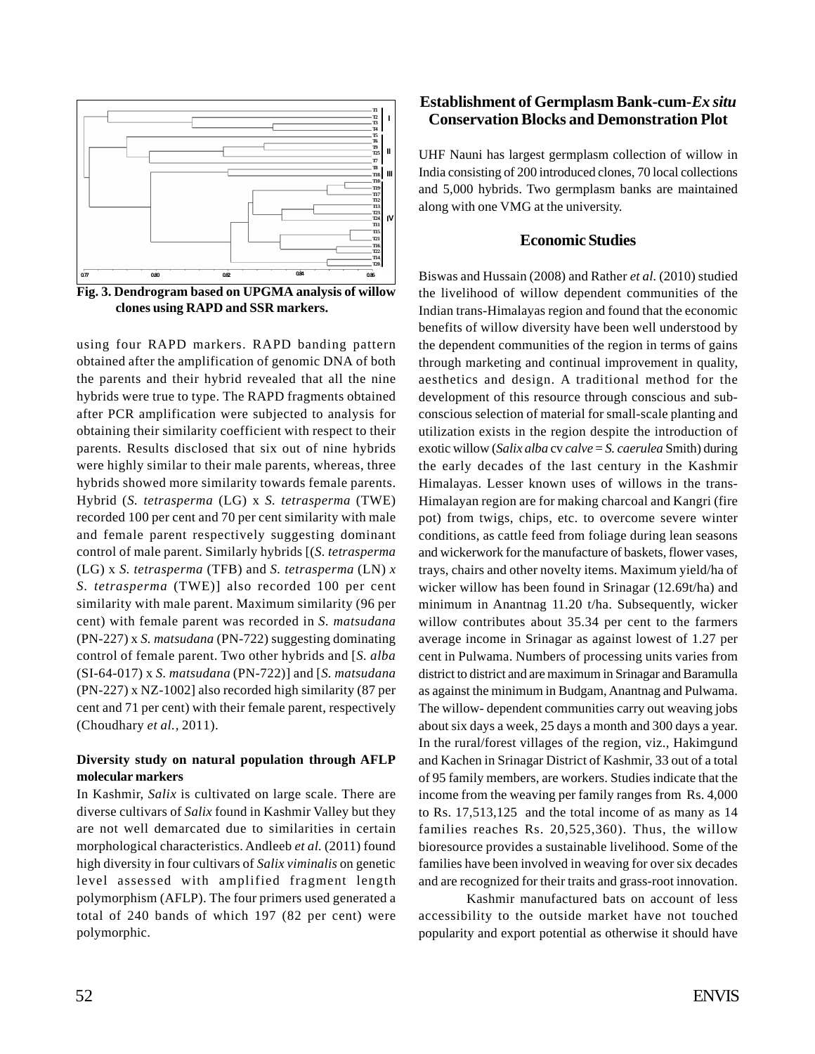Fig. 3. Dendrogram based on UPGMA analysis of willow clones using RAPD and SSR markers.

using four RAPD markers. RAPD banding pattern obtained after the amplification of genomic DNA of both the parents and their hybrid revealed that all the nine hybrids were true to type. The RAPD fragments obtained after PCR amplification were subjected to analysis for obtaining their similarity coefficient with respect to their parents. Results disclosed that six out of nine hybrids were highly similar to their male parents, whereas, three hybrids showed more similarity towards female parents. Hybrid (*S. tetrasperma* (LG) x *S. tetrasperma* (TWE) recorded 100 per cent and 70 per cent similarity with male and female parent respectively suggesting dominant control of male parent. Similarly hybrids [(*S. tetrasperma* (LG) x *S. tetrasperma* (TFB) and *S. tetrasperma* (LN) *x S. tetrasperma* (TWE)] also recorded 100 per cent similarity with male parent. Maximum similarity (96 per cent) with female parent was recorded in *S. matsudana* (PN-227) x *S. matsudana* (PN-722) suggesting dominating control of female parent. Two other hybrids and [*S. alba* (SI-64-017) x *S. matsudana* (PN-722)] and [*S. matsudana* (PN-227) x NZ-1002] also recorded high similarity (87 per cent and 71 per cent) with their female parent, respectively (Choudhary *et al.*, 2011).

**Diversity study on natural population through AFLP molecular markers**

In Kashmir, *Salix* is cultivated on large scale. There are diverse cultivars of *Salix* found in Kashmir Valley but they are not well demarcated due to similarities in certain morphological characteristics. Andleeb *et al.* (2011) found high diversity in four cultivars of *Salix viminalis* on genetic level assessed with amplified fragment length polymorphism (AFLP). The four primers used generated a total of 240 bands of which 197 (82 per cent) were polymorphic.

## Establishment of Germplasm Bank-cum-*Ex situ* Conservation Blocks and Demonstration Plot

UHF Nauni has largest germplasm collection of willow in India consisting of 200 introduced clones, 70 local collections and 5,000 hybrids. Two germplasm banks are maintained along with one VMG at the university.

## Economic Studies

Biswas and Hussain (2008) and Rather *et al.* (2010) studied the livelihood of willow dependent communities of the Indian trans-Himalayas region and found that the economic benefits of willow diversity have been well understood by the dependent communities of the region in terms of gains through marketing and continual improvement in quality, aesthetics and design. A traditional method for the development of this resource through conscious and sub-conscious selection of material for small-scale planting and utilization exists in the region despite the introduction of exotic willow (*Salix alba* cv *calve* = *S. caerulea* Smith) during the early decades of the last century in the Kashmir Himalayas. Lesser known uses of willows in the trans-Himalayan region are for making charcoal and Kangri (fire pot) from twigs, chips, etc. to overcome severe winter conditions, as cattle feed from foliage during lean seasons and wickerwork for the manufacture of baskets, flower vases, trays, chairs and other novelty items. Maximum yield/ha of wicker willow has been found in Srinagar (12.69t/ha) and minimum in Anantnag 11.20 t/ha. Subsequently, wicker willow contributes about 35.34 per cent to the farmers average income in Srinagar as against lowest of 1.27 per cent in Pulwama. Numbers of processing units varies from district to district and are maximum in Srinagar and Baramulla as against the minimum in Budgam, Anantnag and Pulwama. The willow- dependent communities carry out weaving jobs about six days a week, 25 days a month and 300 days a year. In the rural/forest villages of the region, viz., Hakimgund and Kachen in Srinagar District of Kashmir, 33 out of a total of 95 family members, are workers. Studies indicate that the income from the weaving per family ranges from Rs. 4,000 to Rs. 17,513,125 and the total income of as many as 14 families reaches Rs. 20,525,360). Thus, the willow bioresource provides a sustainable livelihood. Some of the families have been involved in weaving for over six decades and are recognized for their traits and grass-root innovation.

Kashmir manufactured bats on account of less accessibility to the outside market have not touched popularity and export potential as otherwise it should have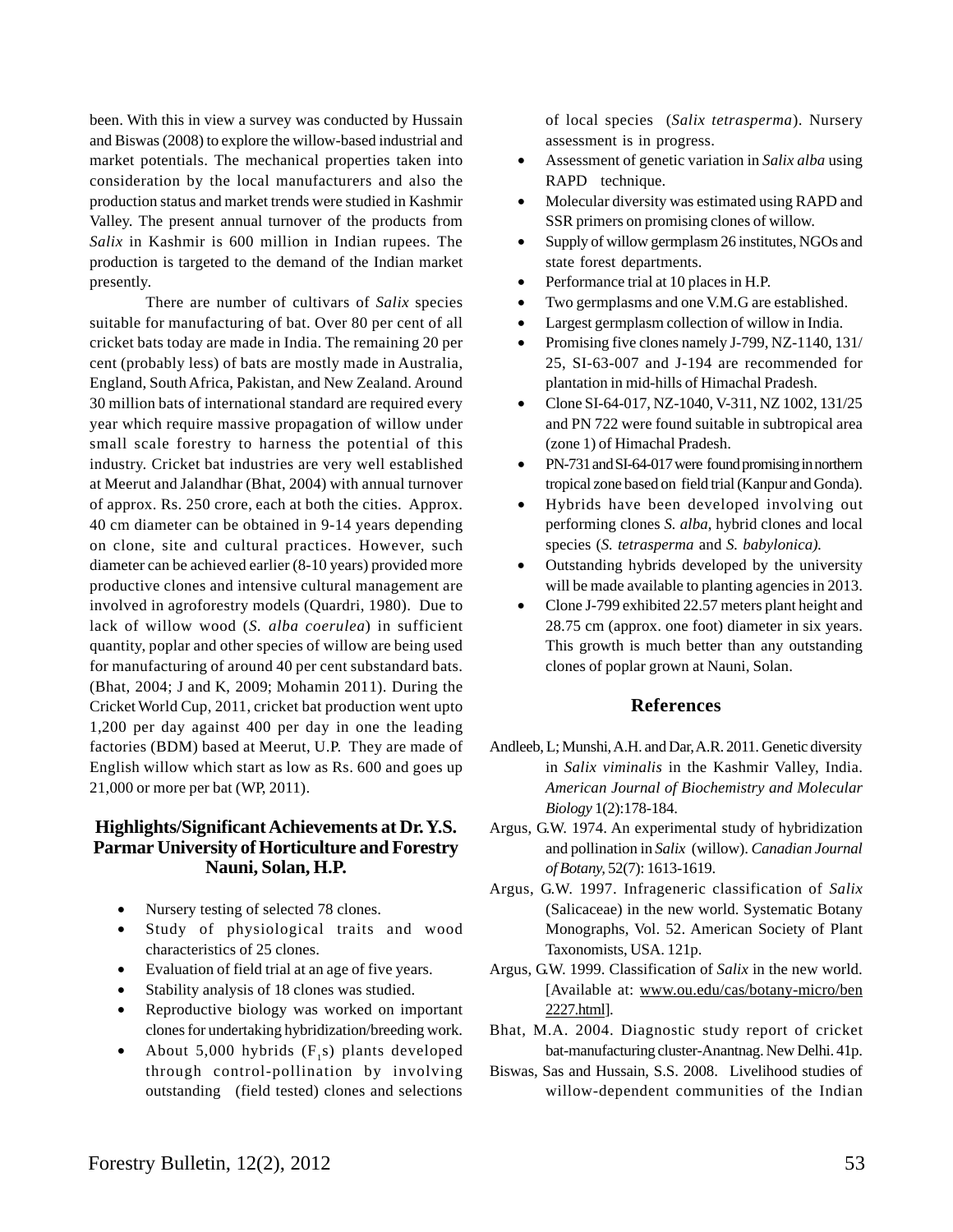been. With this in view a survey was conducted by Hussain and Biswas (2008) to explore the willow-based industrial and market potentials. The mechanical properties taken into consideration by the local manufacturers and also the production status and market trends were studied in Kashmir Valley. The present annual turnover of the products from *Salix* in Kashmir is 600 million in Indian rupees. The production is targeted to the demand of the Indian market presently.

There are number of cultivars of *Salix* species suitable for manufacturing of bat. Over 80 per cent of all cricket bats today are made in India. The remaining 20 per cent (probably less) of bats are mostly made in Australia, England, South Africa, Pakistan, and New Zealand. Around 30 million bats of international standard are required every year which require massive propagation of willow under small scale forestry to harness the potential of this industry. Cricket bat industries are very well established at Meerut and Jalandhar (Bhat, 2004) with annual turnover of approx. Rs. 250 crore, each at both the cities. Approx. 40 cm diameter can be obtained in 9-14 years depending on clone, site and cultural practices. However, such diameter can be achieved earlier (8-10 years) provided more productive clones and intensive cultural management are involved in agroforestry models (Quardri, 1980). Due to lack of willow wood (*S. alba coerulea*) in sufficient quantity, poplar and other species of willow are being used for manufacturing of around 40 per cent substandard bats. (Bhat, 2004; J and K, 2009; Mohamin 2011). During the Cricket World Cup, 2011, cricket bat production went upto 1,200 per day against 400 per day in one the leading factories (BDM) based at Meerut, U.P. They are made of English willow which start as low as Rs. 600 and goes up 21,000 or more per bat (WP, 2011).

## Highlights/Significant Achievements at Dr. Y.S. Parmar University of Horticulture and Forestry Nauni, Solan, H.P.

- Nursery testing of selected 78 clones.
- Study of physiological traits and wood characteristics of 25 clones.
- Evaluation of field trial at an age of five years.
- Stability analysis of 18 clones was studied.
- Reproductive biology was worked on important clones for undertaking hybridization/breeding work.
- About 5,000 hybrids ($F_1$s) plants developed through control-pollination by involving outstanding (field tested) clones and selections of local species (*Salix tetrasperma*). Nursery assessment is in progress.
- Assessment of genetic variation in *Salix alba* using RAPD technique.
- Molecular diversity was estimated using RAPD and SSR primers on promising clones of willow.
- Supply of willow germplasm 26 institutes, NGOs and state forest departments.
- Performance trial at 10 places in H.P.
- Two germplasms and one V.M.G are established.
- Largest germplasm collection of willow in India.
- Promising five clones namely J-799, NZ-1140, 131/25, SI-63-007 and J-194 are recommended for plantation in mid-hills of Himachal Pradesh.
- Clone SI-64-017, NZ-1040, V-311, NZ 1002, 131/25 and PN 722 were found suitable in subtropical area (zone 1) of Himachal Pradesh.
- PN-731 and SI-64-017 were found promising in northern tropical zone based on field trial (Kanpur and Gonda).
- Hybrids have been developed involving out performing clones *S. alba*, hybrid clones and local species (*S. tetrasperma* and *S. babylonica).*
- Outstanding hybrids developed by the university will be made available to planting agencies in 2013.
- Clone J-799 exhibited 22.57 meters plant height and 28.75 cm (approx. one foot) diameter in six years. This growth is much better than any outstanding clones of poplar grown at Nauni, Solan.

## References

Andleeb, L; Munshi, A.H. and Dar, A.R. 2011. Genetic diversity in *Salix viminalis* in the Kashmir Valley, India. *American Journal of Biochemistry and Molecular Biology* 1(2):178-184.

Argus, G.W. 1974. An experimental study of hybridization and pollination in *Salix* (willow). *Canadian Journal of Botany,* 52(7): 1613-1619.

Argus, G.W. 1997. Infrageneric classification of *Salix* (Salicaceae) in the new world. Systematic Botany Monographs, Vol. 52. American Society of Plant Taxonomists, USA. 121p.

Argus, G.W. 1999. Classification of *Salix* in the new world. [Available at: www.ou.edu/cas/botany-micro/ben2227.html].

Bhat, M.A. 2004. Diagnostic study report of cricket bat-manufacturing cluster-Anantnag. New Delhi. 41p.

Biswas, Sas and Hussain, S.S. 2008. Livelihood studies of willow-dependent communities of the Indian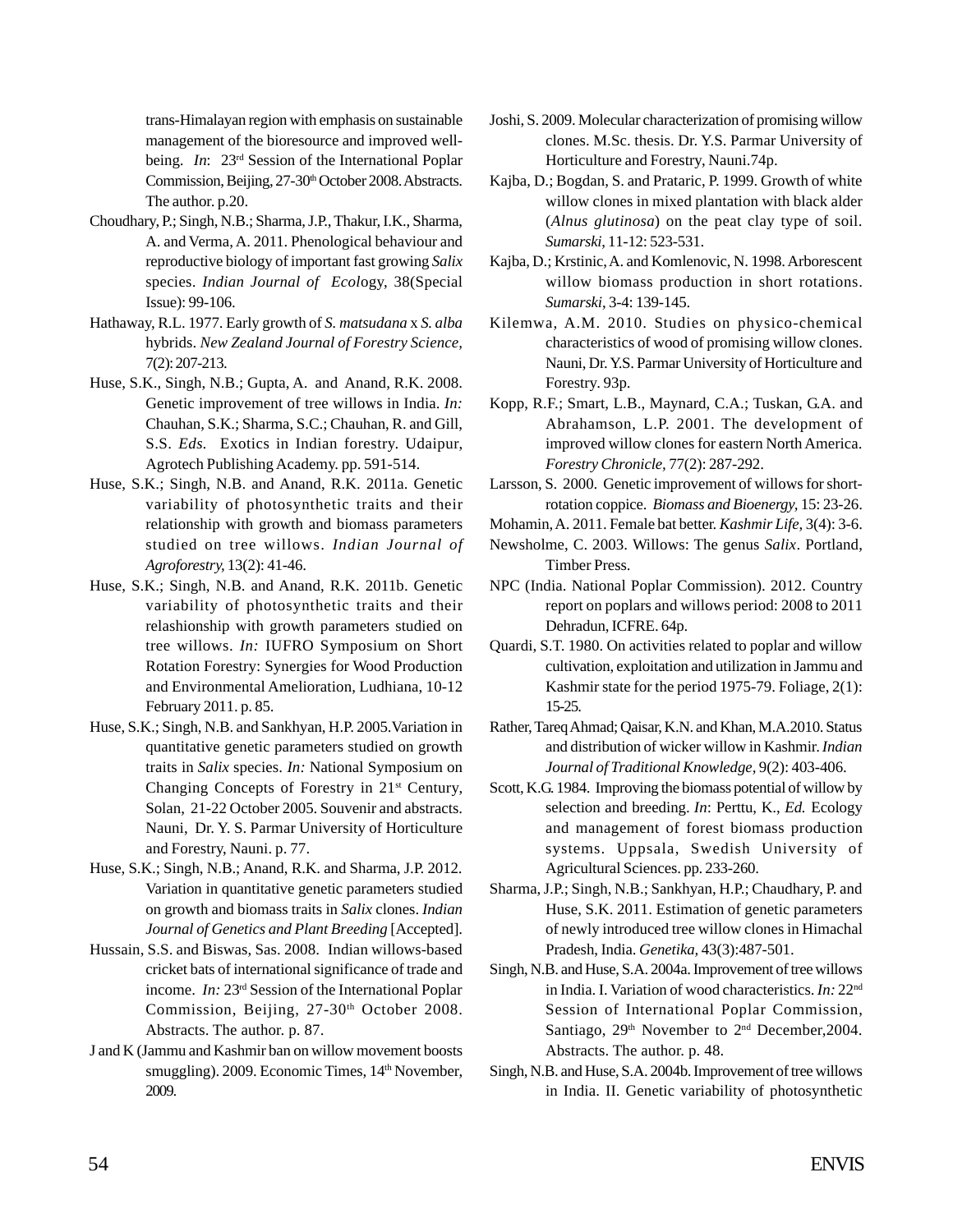trans-Himalayan region with emphasis on sustainable management of the bioresource and improved well-being. *In*: 23rd Session of the International Poplar Commission, Beijing, 27-30th October 2008. Abstracts. The author. p.20.

Choudhary, P.; Singh, N.B.; Sharma, J.P., Thakur, I.K., Sharma, A. and Verma, A. 2011. Phenological behaviour and reproductive biology of important fast growing *Salix* species. *Indian Journal of Ecol*ogy, 38(Special Issue): 99-106.

Hathaway, R.L. 1977. Early growth of *S. matsudana* x *S. alba* hybrids. *New Zealand Journal of Forestry Science,* 7(2): 207-213.

Huse, S.K., Singh, N.B.; Gupta, A. and Anand, R.K. 2008. Genetic improvement of tree willows in India. *In:* Chauhan, S.K.; Sharma, S.C.; Chauhan, R. and Gill, S.S. *Eds*. Exotics in Indian forestry. Udaipur, Agrotech Publishing Academy. pp. 591-514.

Huse, S.K.; Singh, N.B. and Anand, R.K. 2011a. Genetic variability of photosynthetic traits and their relationship with growth and biomass parameters studied on tree willows. *Indian Journal of Agroforestry*, 13(2): 41-46.

Huse, S.K.; Singh, N.B. and Anand, R.K. 2011b. Genetic variability of photosynthetic traits and their relashionship with growth parameters studied on tree willows. *In:* IUFRO Symposium on Short Rotation Forestry: Synergies for Wood Production and Environmental Amelioration, Ludhiana, 10-12 February 2011. p. 85.

Huse, S.K.; Singh, N.B. and Sankhyan, H.P. 2005. Variation in quantitative genetic parameters studied on growth traits in *Salix* species. *In:* National Symposium on Changing Concepts of Forestry in 21st Century, Solan, 21-22 October 2005. Souvenir and abstracts. Nauni, Dr. Y. S. Parmar University of Horticulture and Forestry, Nauni. p. 77.

Huse, S.K.; Singh, N.B.; Anand, R.K. and Sharma, J.P. 2012. Variation in quantitative genetic parameters studied on growth and biomass traits in *Salix* clones. *Indian Journal of Genetics and Plant Breeding* [Accepted].

Hussain, S.S. and Biswas, Sas. 2008. Indian willows-based cricket bats of international significance of trade and income. *In:* 23rd Session of the International Poplar Commission, Beijing, 27-30th October 2008. Abstracts. The author. p. 87.

J and K (Jammu and Kashmir ban on willow movement boosts smuggling). 2009. Economic Times, 14th November, 2009.

Joshi, S. 2009. Molecular characterization of promising willow clones. M.Sc. thesis. Dr. Y.S. Parmar University of Horticulture and Forestry, Nauni.74p.

Kajba, D.; Bogdan, S. and Prataric, P. 1999. Growth of white willow clones in mixed plantation with black alder (*Alnus glutinosa*) on the peat clay type of soil. *Sumarski*, 11-12: 523-531.

Kajba, D.; Krstinic, A. and Komlenovic, N. 1998. Arborescent willow biomass production in short rotations. *Sumarski*, 3-4: 139-145.

Kilemwa, A.M. 2010. Studies on physico-chemical characteristics of wood of promising willow clones. Nauni, Dr. Y.S. Parmar University of Horticulture and Forestry. 93p.

Kopp, R.F.; Smart, L.B., Maynard, C.A.; Tuskan, G.A. and Abrahamson, L.P. 2001. The development of improved willow clones for eastern North America. *Forestry Chronicle,* 77(2): 287-292.

Larsson, S. 2000. Genetic improvement of willows for short-rotation coppice. *Biomass and Bioenergy,* 15: 23-26.

Mohamin, A. 2011. Female bat better. *Kashmir Life*, 3(4): 3-6.

Newsholme, C. 2003. Willows: The genus *Salix*. Portland, Timber Press.

NPC (India. National Poplar Commission). 2012. Country report on poplars and willows period: 2008 to 2011 Dehradun, ICFRE. 64p.

Quardi, S.T. 1980. On activities related to poplar and willow cultivation, exploitation and utilization in Jammu and Kashmir state for the period 1975-79. Foliage, 2(1): 15-25.

Rather, Tareq Ahmad; Qaisar, K.N. and Khan, M.A.2010. Status and distribution of wicker willow in Kashmir. *Indian Journal of Traditional Knowledge,* 9(2): 403-406.

Scott, K.G. 1984. Improving the biomass potential of willow by selection and breeding. *In*: Perttu, K., *Ed.* Ecology and management of forest biomass production systems. Uppsala, Swedish University of Agricultural Sciences. pp. 233-260.

Sharma, J.P.; Singh, N.B.; Sankhyan, H.P.; Chaudhary, P. and Huse, S.K. 2011. Estimation of genetic parameters of newly introduced tree willow clones in Himachal Pradesh, India. *Genetika,* 43(3):487-501.

Singh, N.B. and Huse, S.A. 2004a. Improvement of tree willows in India. I. Variation of wood characteristics. *In:* 22nd Session of International Poplar Commission, Santiago, 29th November to 2nd December,2004. Abstracts. The author. p. 48.

Singh, N.B. and Huse, S.A. 2004b. Improvement of tree willows in India. II. Genetic variability of photosynthetic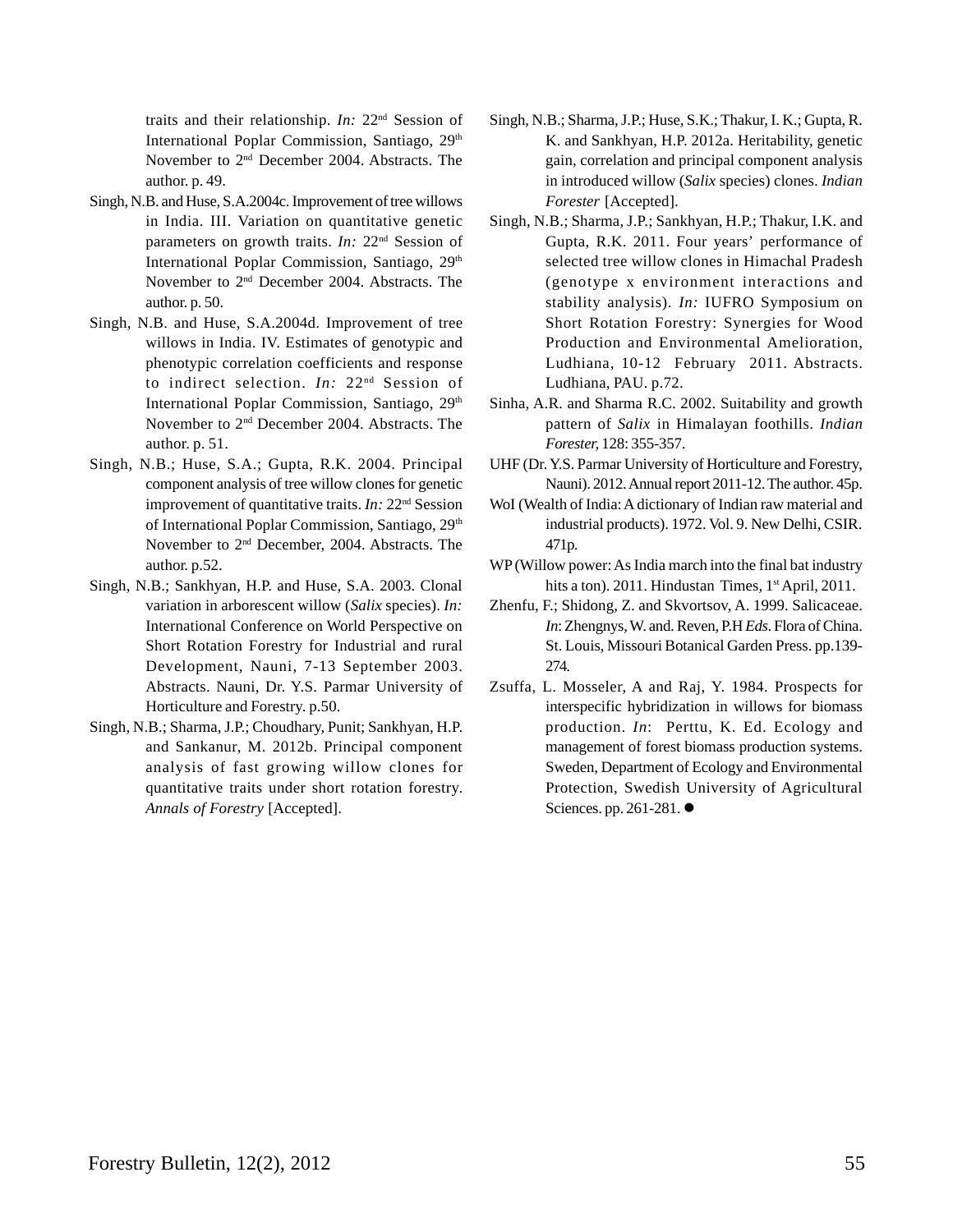traits and their relationship. *In:* 22nd Session of International Poplar Commission, Santiago, 29th November to 2nd December 2004. Abstracts. The author. p. 49.

Singh, N.B. and Huse, S.A.2004c. Improvement of tree willows in India. III. Variation on quantitative genetic parameters on growth traits. *In:* 22nd Session of International Poplar Commission, Santiago, 29th November to 2nd December 2004. Abstracts. The author. p. 50.

Singh, N.B. and Huse, S.A.2004d. Improvement of tree willows in India. IV. Estimates of genotypic and phenotypic correlation coefficients and response to indirect selection. *In:* 22nd Session of International Poplar Commission, Santiago, 29th November to 2nd December 2004. Abstracts. The author. p. 51.

Singh, N.B.; Huse, S.A.; Gupta, R.K. 2004. Principal component analysis of tree willow clones for genetic improvement of quantitative traits. *In:* 22nd Session of International Poplar Commission, Santiago, 29th November to 2nd December, 2004. Abstracts. The author. p.52.

Singh, N.B.; Sankhyan, H.P. and Huse, S.A. 2003. Clonal variation in arborescent willow (*Salix* species). *In:* International Conference on World Perspective on Short Rotation Forestry for Industrial and rural Development, Nauni, 7-13 September 2003. Abstracts. Nauni, Dr. Y.S. Parmar University of Horticulture and Forestry. p.50.

Singh, N.B.; Sharma, J.P.; Choudhary, Punit; Sankhyan, H.P. and Sankanur, M. 2012b. Principal component analysis of fast growing willow clones for quantitative traits under short rotation forestry. *Annals of Forestry* [Accepted].

Singh, N.B.; Sharma, J.P.; Huse, S.K.; Thakur, I. K.; Gupta, R. K. and Sankhyan, H.P. 2012a. Heritability, genetic gain, correlation and principal component analysis in introduced willow (*Salix* species) clones. *Indian Forester* [Accepted].

Singh, N.B.; Sharma, J.P.; Sankhyan, H.P.; Thakur, I.K. and Gupta, R.K. 2011. Four years' performance of selected tree willow clones in Himachal Pradesh (genotype x environment interactions and stability analysis). *In:* IUFRO Symposium on Short Rotation Forestry: Synergies for Wood Production and Environmental Amelioration, Ludhiana, 10-12 February 2011. Abstracts. Ludhiana, PAU. p.72.

Sinha, A.R. and Sharma R.C. 2002. Suitability and growth pattern of *Salix* in Himalayan foothills. *Indian Forester,* 128: 355-357.

UHF (Dr. Y.S. Parmar University of Horticulture and Forestry, Nauni). 2012. Annual report 2011-12. The author. 45p.

WoI (Wealth of India: A dictionary of Indian raw material and industrial products). 1972. Vol. 9. New Delhi, CSIR. 471p.

WP (Willow power: As India march into the final bat industry hits a ton). 2011. Hindustan Times, 1st April, 2011.

Zhenfu, F.; Shidong, Z. and Skvortsov, A. 1999. Salicaceae. *In*: Zhengnys, W. and. Reven, P.H *Eds*. Flora of China. St. Louis, Missouri Botanical Garden Press. pp.139-274.

Zsuffa, L. Mosseler, A and Raj, Y. 1984. Prospects for interspecific hybridization in willows for biomass production. *In*: Perttu, K. Ed. Ecology and management of forest biomass production systems. Sweden, Department of Ecology and Environmental Protection, Swedish University of Agricultural Sciences. pp. 261-281. ●